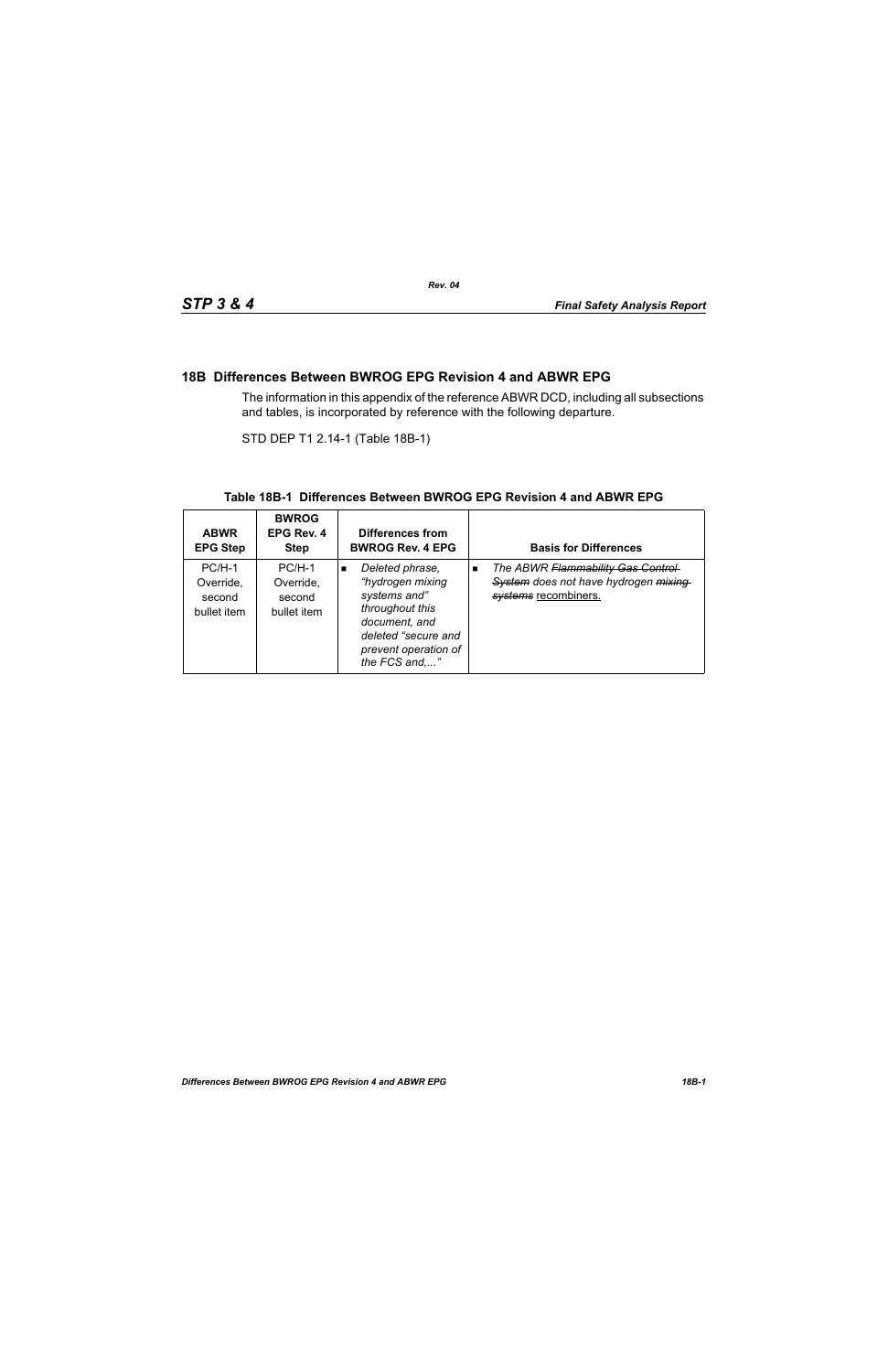## 18B Differences Between BWROG EPG Revision 4 and ABWR EPG

The information in this appendix of the reference ABWR DCD, including all subsections and tables, is incorporated by reference with the following departure.

STD DEP T1 2.14-1 (Table 18B-1)

**Table 18B-1 Differences Between BWROG EPG Revision 4 and ABWR EPG**

| ABWR EPG Step | BWROG EPG Rev. 4 Step | Differences from BWROG Rev. 4 EPG | Basis for Differences |
|---|---|---|---|
| PC/H-1 Override, second bullet item | PC/H-1 Override, second bullet item | ■ *Deleted phrase, "hydrogen mixing systems and" throughout this document, and deleted "secure and prevent operation of the FCS and,..."* | ■ *The ABWR ~~Flammability Gas Control System~~ does not have hydrogen ~~mixing systems~~* recombiners. |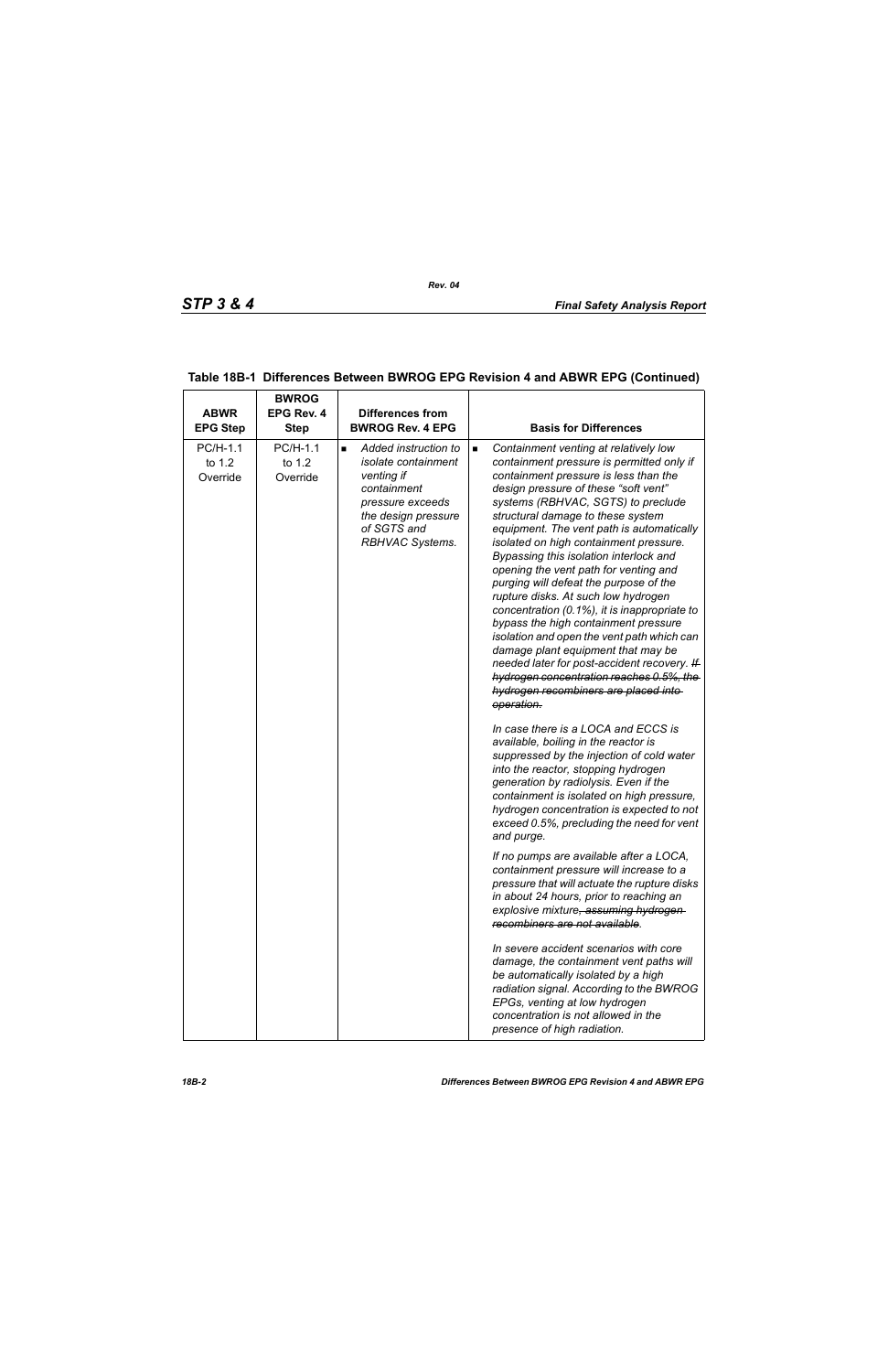### Table 18B-1 Differences Between BWROG EPG Revision 4 and ABWR EPG (Continued)

| ABWR EPG Step | BWROG EPG Rev. 4 Step | Differences from BWROG Rev. 4 EPG | Basis for Differences |
|---|---|---|---|
| PC/H-1.1 to 1.2 Override | PC/H-1.1 to 1.2 Override | ■ *Added instruction to isolate containment venting if containment pressure exceeds the design pressure of SGTS and RBHVAC Systems.* | ■ *Containment venting at relatively low containment pressure is permitted only if containment pressure is less than the design pressure of these "soft vent" systems (RBHVAC, SGTS) to preclude structural damage to these system equipment. The vent path is automatically isolated on high containment pressure. Bypassing this isolation interlock and opening the vent path for venting and purging will defeat the purpose of the rupture disks. At such low hydrogen concentration (0.1%), it is inappropriate to bypass the high containment pressure isolation and open the vent path which can damage plant equipment that may be needed later for post-accident recovery.* ~~*If hydrogen concentration reaches 0.5%, the hydrogen recombiners are placed into operation.*~~<br><br>*In case there is a LOCA and ECCS is available, boiling in the reactor is suppressed by the injection of cold water into the reactor, stopping hydrogen generation by radiolysis. Even if the containment is isolated on high pressure, hydrogen concentration is expected to not exceed 0.5%, precluding the need for vent and purge.*<br><br>*If no pumps are available after a LOCA, containment pressure will increase to a pressure that will actuate the rupture disks in about 24 hours, prior to reaching an explosive mixture*~~*, assuming hydrogen recombiners are not available*~~*.*<br><br>*In severe accident scenarios with core damage, the containment vent paths will be automatically isolated by a high radiation signal. According to the BWROG EPGs, venting at low hydrogen concentration is not allowed in the presence of high radiation.* |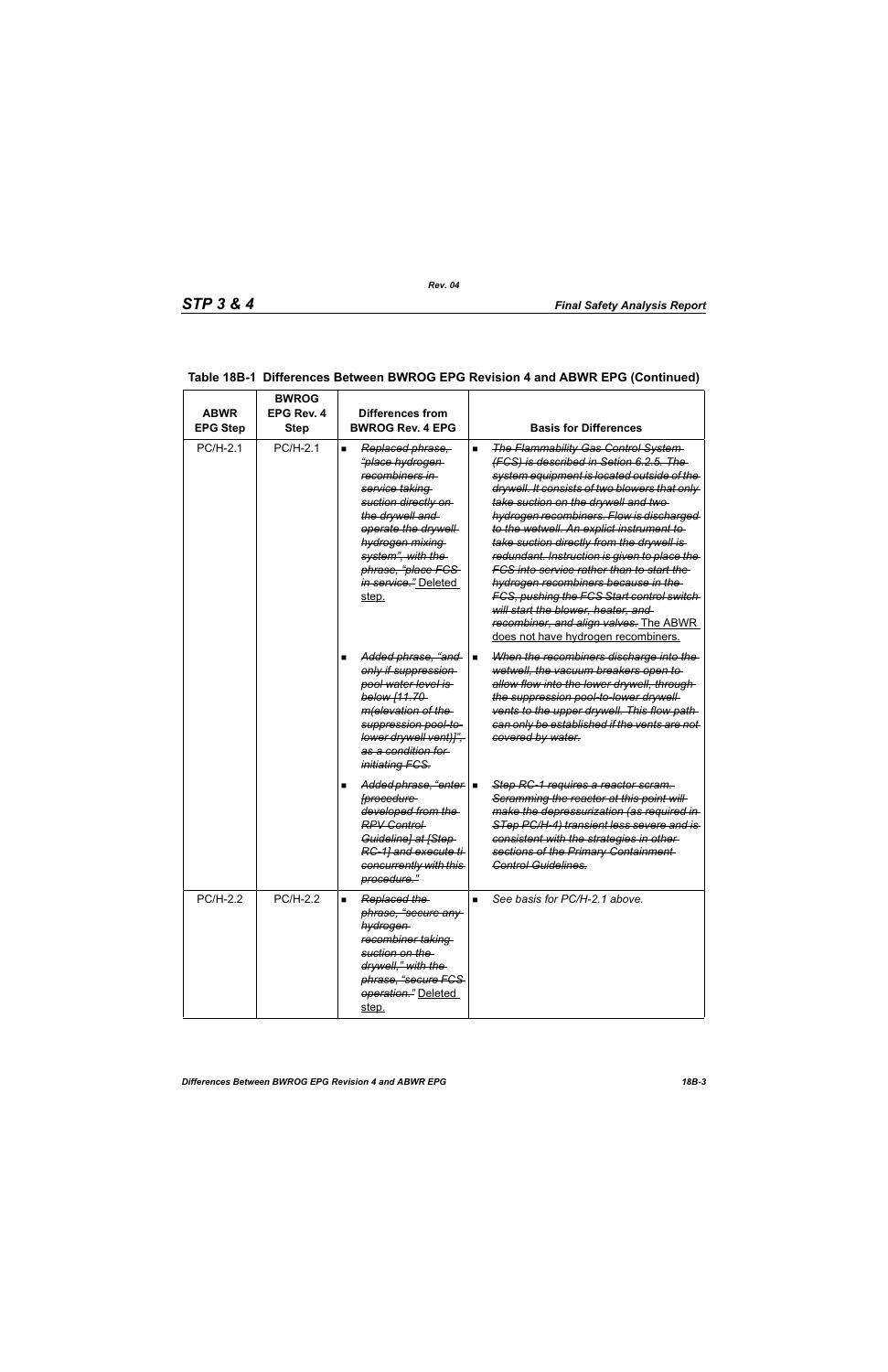## Table 18B-1 Differences Between BWROG EPG Revision 4 and ABWR EPG (Continued)

| ABWR EPG Step | BWROG EPG Rev. 4 Step | Differences from BWROG Rev. 4 EPG | Basis for Differences |
|---|---|---|---|
| PC/H-2.1 | PC/H-2.1 | ■ ~~*Replaced phrase, "place hydrogen recombiners in service taking suction directly on the drywell and operate the drywell hydrogen mixing system", with the phrase, "place FCS in service."*~~ Deleted step. | ■ ~~*The Flammability Gas Control System (FCS) is described in Setion 6.2.5. The system equipment is located outside of the drywell. It consists of two blowers that only take suction on the drywell and two hydrogen recombiners. Flow is discharged to the wetwell. An explict instrument to take suction directly from the drywell is redundant. Instruction is given to place the FCS into service rather than to start the hydrogen recombiners because in the FCS, pushing the FCS Start control switch will start the blower, heater, and recombiner, and align valves.*~~ The ABWR does not have hydrogen recombiners. |
| | | ■ ~~*Added phrase, "and only if suppression pool water level is below [11.70 m(elevation of the suppression pool-to-lower drywell vent)]", as a condition for initiating FCS.*~~ | ■ ~~*When the recombiners discharge into the wetwell, the vacuum breakers open to allow flow into the lower drywell, through the suppression pool-to-lower drywell vents to the upper drywell. This flow path can only be established if the vents are not covered by water.*~~ |
| | | ■ ~~*Added phrase, "enter [procedure developed from the RPV Control Guideline] at [Step RC-1] and execute ti concurrently with this procedure."*~~ | ■ ~~*Step RC-1 requires a reactor scram. Scramming the reactor at this point will make the depressurization (as required in STep PC/H-4) transient less severe and is consistent with the strategies in other sections of the Primary Containment Control Guidelines.*~~ |
| PC/H-2.2 | PC/H-2.2 | ■ ~~*Replaced the phrase, "secure any hydrogen recombiner taking suction on the drywell," with the phrase, "secure FCS operation."*~~ Deleted step. | ■ *See basis for PC/H-2.1 above.* |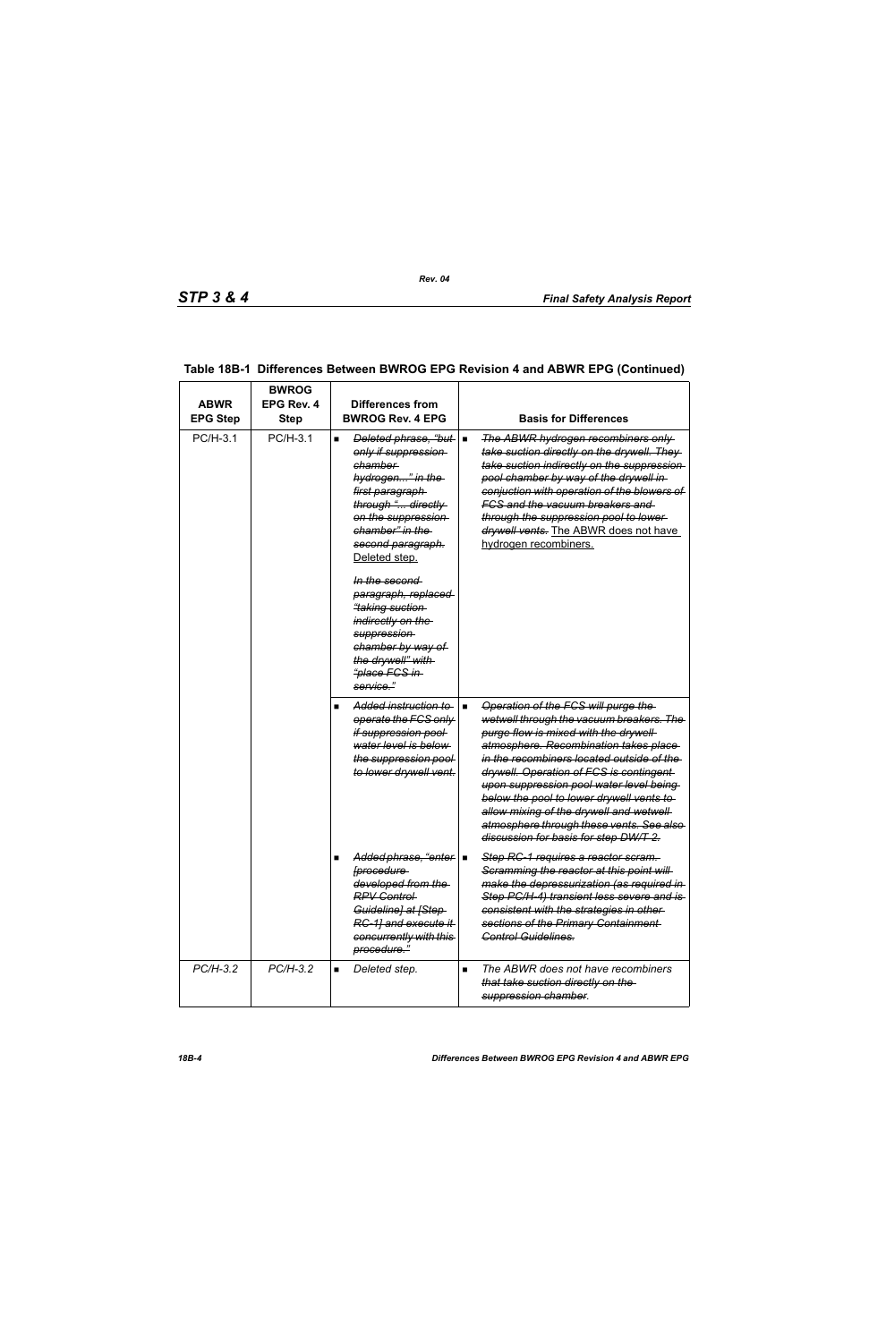## Table 18B-1 Differences Between BWROG EPG Revision 4 and ABWR EPG (Continued)

| ABWR EPG Step | BWROG EPG Rev. 4 Step | Differences from BWROG Rev. 4 EPG | Basis for Differences |
|---|---|---|---|
| PC/H-3.1 | PC/H-3.1 | ■ ~~Deleted phrase, "but only if suppression chamber hydrogen..." in the first paragraph through "... directly on the suppression chamber" in the second paragraph.~~ Deleted step.<br><br>~~In the second paragraph, replaced "taking suction indirectly on the suppression chamber by way of the drywell" with "place FCS in service."~~ | ■ ~~The ABWR hydrogen recombiners only take suction directly on the drywell. They take suction indirectly on the suppression pool chamber by way of the drywell in conjuction with operation of the blowers of FCS and the vacuum breakers and through the suppression pool to lower drywell vents.~~ The ABWR does not have hydrogen recombiners. |
| | | ■ ~~Added instruction to operate the FCS only if suppression pool water level is below the suppression pool to lower drywell vent.~~ | ■ ~~Operation of the FCS will purge the wetwell through the vacuum breakers. The purge flow is mixed with the drywell atmosphere. Recombination takes place in the recombiners located outside of the drywell. Operation of FCS is contingent upon suppression pool water level being below the pool to lower drywell vents to allow mixing of the drywell and wetwell atmosphere through these vents. See also discussion for basis for step DW/T-2.~~ |
| | | ■ ~~Added phrase, "enter [procedure developed from the RPV Control Guideline] at [Step RC-1] and execute it concurrently with this procedure."~~ | ■ ~~Step RC-1 requires a reactor scram. Scramming the reactor at this point will make the depressurization (as required in Step PC/H-4) transient less severe and is consistent with the strategies in other sections of the Primary Containment Control Guidelines.~~ |
| *PC/H-3.2* | *PC/H-3.2* | ■ *Deleted step.* | ■ *The ABWR does not have recombiners ~~that take suction directly on the suppression chamber~~.* |